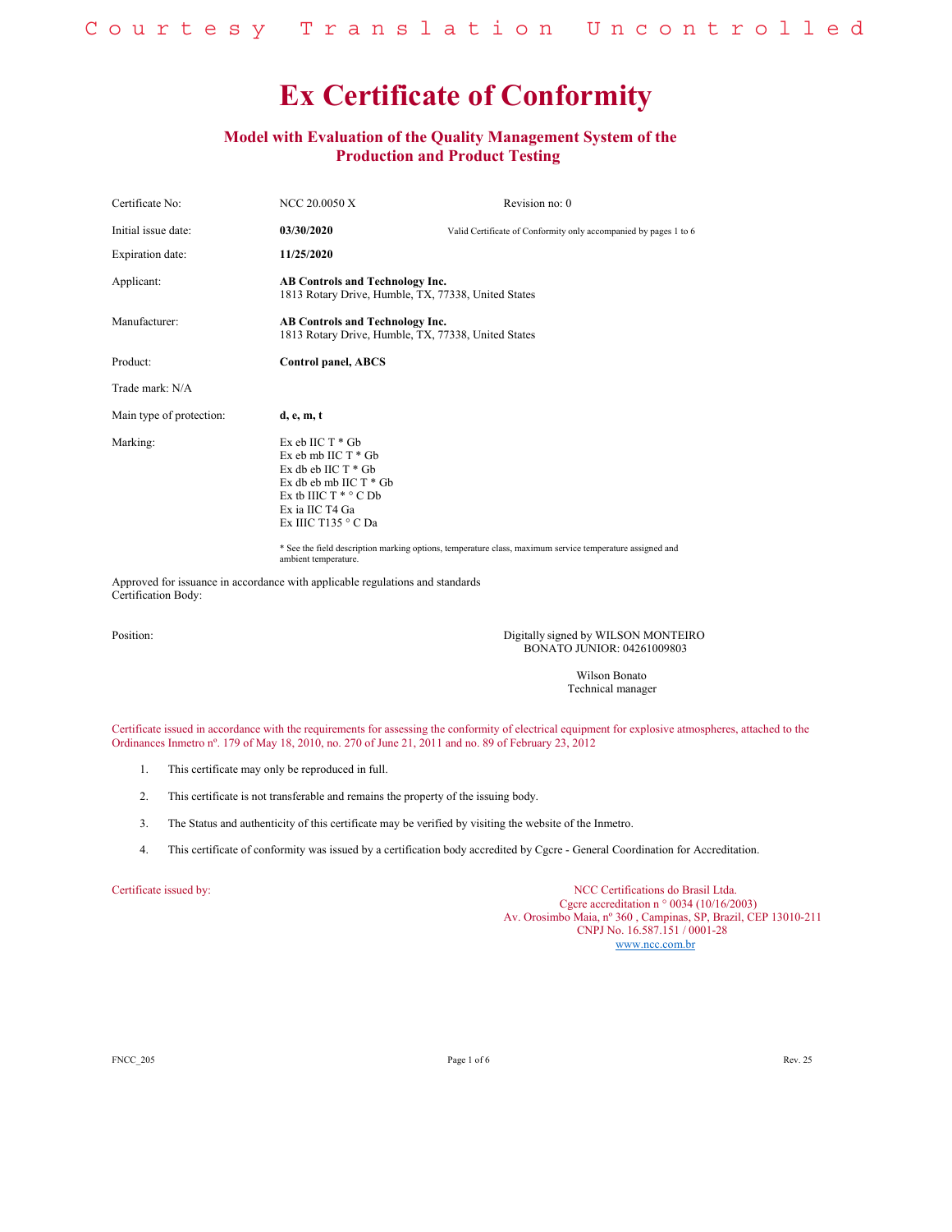Courtesy Translation Uncontrolled

# Ex Certificate of Conformity

## Model with Evaluation of the Quality Management System of the Production and Product Testing

| | | |
|---|---|---|
| Certificate No: | NCC 20.0050 X | Revision no: 0 |
| Initial issue date: | **03/30/2020** | Valid Certificate of Conformity only accompanied by pages 1 to 6 |
| Expiration date: | **11/25/2020** | |
| Applicant: | **AB Controls and Technology Inc.**<br>1813 Rotary Drive, Humble, TX, 77338, United States | |
| Manufacturer: | **AB Controls and Technology Inc.**<br>1813 Rotary Drive, Humble, TX, 77338, United States | |
| Product: | **Control panel, ABCS** | |
| Trade mark: N/A | | |
| Main type of protection: | **d, e, m, t** | |
| Marking: | Ex eb IIC T * Gb<br>Ex eb mb IIC T * Gb<br>Ex db eb IIC T * Gb<br>Ex db eb mb IIC T * Gb<br>Ex tb IIIC T * ° C Db<br>Ex ia IIC T4 Ga<br>Ex IIIC T135 ° C Da | |

* See the field description marking options, temperature class, maximum service temperature assigned and ambient temperature.

Approved for issuance in accordance with applicable regulations and standards
Certification Body:

Position:

Digitally signed by WILSON MONTEIRO BONATO JUNIOR: 04261009803

Wilson Bonato
Technical manager

Certificate issued in accordance with the requirements for assessing the conformity of electrical equipment for explosive atmospheres, attached to the Ordinances Inmetro nº. 179 of May 18, 2010, no. 270 of June 21, 2011 and no. 89 of February 23, 2012

1. This certificate may only be reproduced in full.
2. This certificate is not transferable and remains the property of the issuing body.
3. The Status and authenticity of this certificate may be verified by visiting the website of the Inmetro.
4. This certificate of conformity was issued by a certification body accredited by Cgcre - General Coordination for Accreditation.

Certificate issued by:

NCC Certifications do Brasil Ltda.
Cgcre accreditation n ° 0034 (10/16/2003)
Av. Orosimbo Maia, nº 360 , Campinas, SP, Brazil, CEP 13010-211
CNPJ No. 16.587.151 / 0001-28
www.ncc.com.br

FNCC_205 Rev. 25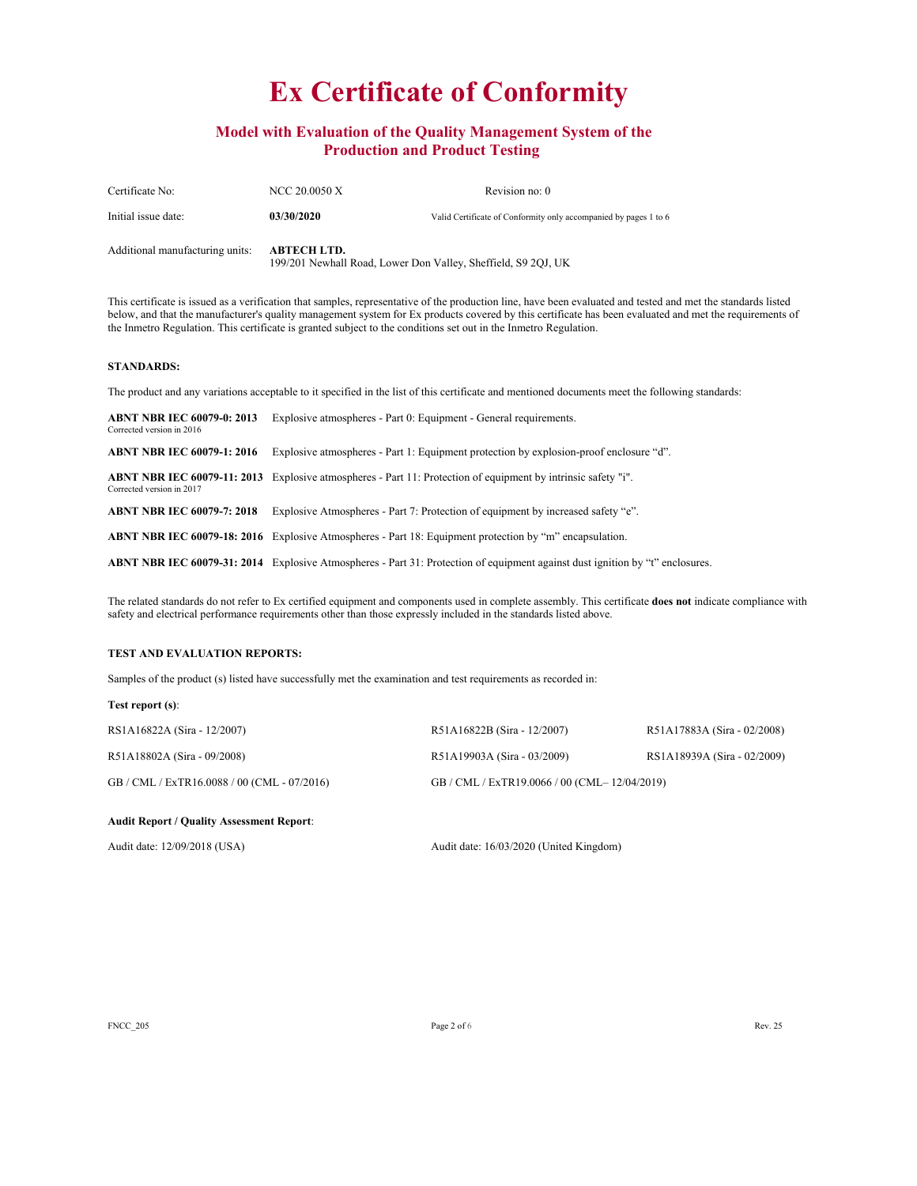# Ex Certificate of Conformity

## Model with Evaluation of the Quality Management System of the Production and Product Testing

| Certificate No: | NCC 20.0050 X | Revision no: 0 |
|---|---|---|
| Initial issue date: | **03/30/2020** | Valid Certificate of Conformity only accompanied by pages 1 to 6 |

Additional manufacturing units: **ABTECH LTD.**
199/201 Newhall Road, Lower Don Valley, Sheffield, S9 2QJ, UK

This certificate is issued as a verification that samples, representative of the production line, have been evaluated and tested and met the standards listed below, and that the manufacturer's quality management system for Ex products covered by this certificate has been evaluated and met the requirements of the Inmetro Regulation. This certificate is granted subject to the conditions set out in the Inmetro Regulation.

**STANDARDS:**

The product and any variations acceptable to it specified in the list of this certificate and mentioned documents meet the following standards:

**ABNT NBR IEC 60079-0: 2013** Corrected version in 2016 — Explosive atmospheres - Part 0: Equipment - General requirements.

**ABNT NBR IEC 60079-1: 2016** — Explosive atmospheres - Part 1: Equipment protection by explosion-proof enclosure "d".

**ABNT NBR IEC 60079-11: 2013** Corrected version in 2017 — Explosive atmospheres - Part 11: Protection of equipment by intrinsic safety "i".

**ABNT NBR IEC 60079-7: 2018** — Explosive Atmospheres - Part 7: Protection of equipment by increased safety "e".

**ABNT NBR IEC 60079-18: 2016** — Explosive Atmospheres - Part 18: Equipment protection by "m" encapsulation.

**ABNT NBR IEC 60079-31: 2014** — Explosive Atmospheres - Part 31: Protection of equipment against dust ignition by "t" enclosures.

The related standards do not refer to Ex certified equipment and components used in complete assembly. This certificate **does not** indicate compliance with safety and electrical performance requirements other than those expressly included in the standards listed above.

**TEST AND EVALUATION REPORTS:**

Samples of the product (s) listed have successfully met the examination and test requirements as recorded in:

**Test report (s)**:

| | | |
|---|---|---|
| RS1A16822A (Sira - 12/2007) | R51A16822B (Sira - 12/2007) | R51A17883A (Sira - 02/2008) |
| R51A18802A (Sira - 09/2008) | R51A19903A (Sira - 03/2009) | RS1A18939A (Sira - 02/2009) |
| GB / CML / ExTR16.0088 / 00 (CML - 07/2016) | GB / CML / ExTR19.0066 / 00 (CML– 12/04/2019) | |

**Audit Report / Quality Assessment Report**:

Audit date: 12/09/2018 (USA)

Audit date: 16/03/2020 (United Kingdom)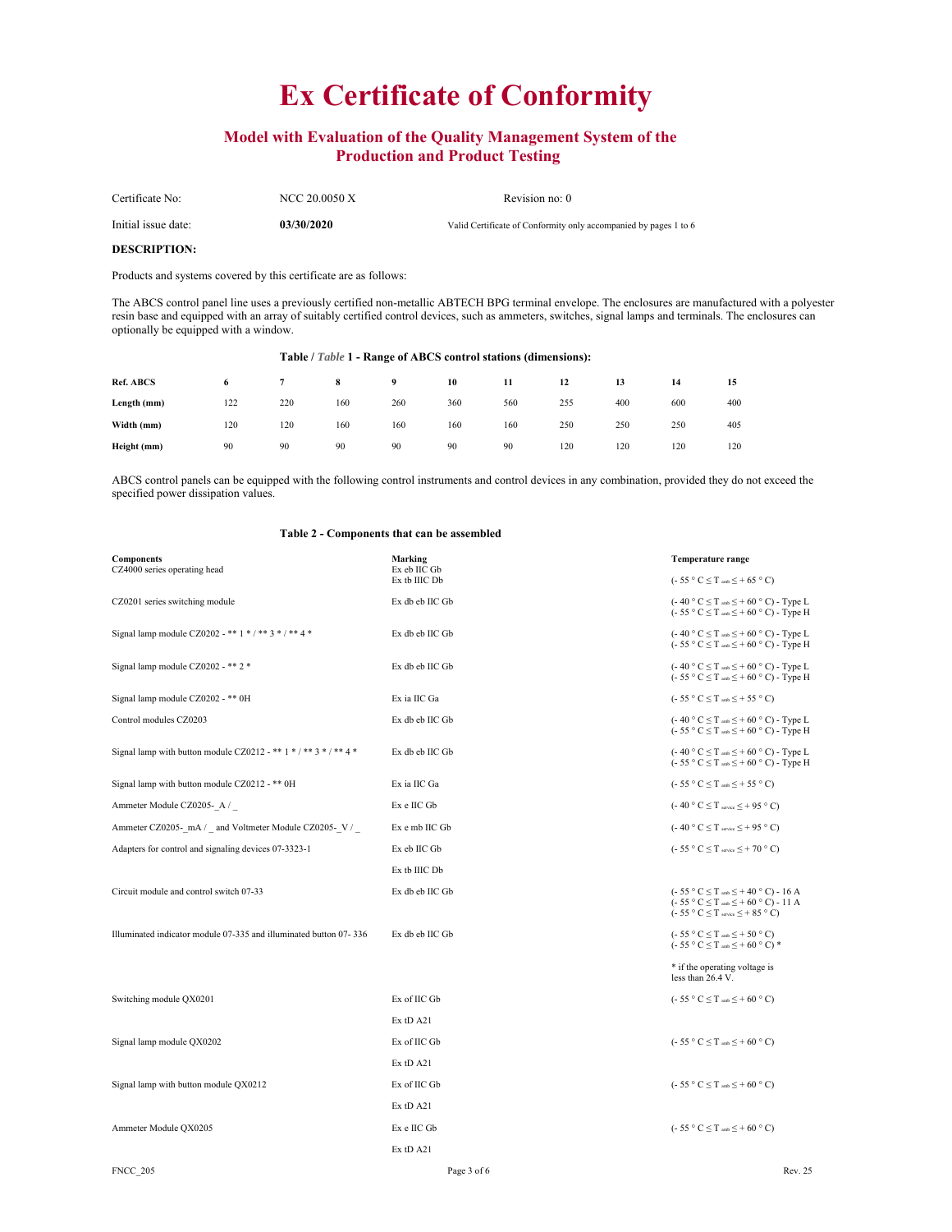# Ex Certificate of Conformity

## Model with Evaluation of the Quality Management System of the Production and Product Testing

| Certificate No: | NCC 20.0050 X | Revision no: 0 |
|---|---|---|
| Initial issue date: | **03/30/2020** | Valid Certificate of Conformity only accompanied by pages 1 to 6 |

**DESCRIPTION:**

Products and systems covered by this certificate are as follows:

The ABCS control panel line uses a previously certified non-metallic ABTECH BPG terminal envelope. The enclosures are manufactured with a polyester resin base and equipped with an array of suitably certified control devices, such as ammeters, switches, signal lamps and terminals. The enclosures can optionally be equipped with a window.

**Table / *Table* 1 - Range of ABCS control stations (dimensions):**

| Ref. ABCS | 6 | 7 | 8 | 9 | 10 | 11 | 12 | 13 | 14 | 15 |
|---|---|---|---|---|---|---|---|---|---|---|
| Length (mm) | 122 | 220 | 160 | 260 | 360 | 560 | 255 | 400 | 600 | 400 |
| Width (mm) | 120 | 120 | 160 | 160 | 160 | 160 | 250 | 250 | 250 | 405 |
| Height (mm) | 90 | 90 | 90 | 90 | 90 | 90 | 120 | 120 | 120 | 120 |

ABCS control panels can be equipped with the following control instruments and control devices in any combination, provided they do not exceed the specified power dissipation values.

**Table 2 - Components that can be assembled**

| Components | Marking | Temperature range |
|---|---|---|
| CZ4000 series operating head | Ex eb IIC Gb<br>Ex tb IIIC Db | (- 55 ° C ≤ T amb ≤ + 65 ° C) |
| CZ0201 series switching module | Ex db eb IIC Gb | (- 40 ° C ≤ T amb ≤ + 60 ° C) - Type L<br>(- 55 ° C ≤ T amb ≤ + 60 ° C) - Type H |
| Signal lamp module CZ0202 - ** 1 * / ** 3 * / ** 4 * | Ex db eb IIC Gb | (- 40 ° C ≤ T amb ≤ + 60 ° C) - Type L<br>(- 55 ° C ≤ T amb ≤ + 60 ° C) - Type H |
| Signal lamp module CZ0202 - ** 2 * | Ex db eb IIC Gb | (- 40 ° C ≤ T amb ≤ + 60 ° C) - Type L<br>(- 55 ° C ≤ T amb ≤ + 60 ° C) - Type H |
| Signal lamp module CZ0202 - ** 0H | Ex ia IIC Ga | (- 55 ° C ≤ T amb ≤ + 55 ° C) |
| Control modules CZ0203 | Ex db eb IIC Gb | (- 40 ° C ≤ T amb ≤ + 60 ° C) - Type L<br>(- 55 ° C ≤ T amb ≤ + 60 ° C) - Type H |
| Signal lamp with button module CZ0212 - ** 1 * / ** 3 * / ** 4 * | Ex db eb IIC Gb | (- 40 ° C ≤ T amb ≤ + 60 ° C) - Type L<br>(- 55 ° C ≤ T amb ≤ + 60 ° C) - Type H |
| Signal lamp with button module CZ0212 - ** 0H | Ex ia IIC Ga | (- 55 ° C ≤ T amb ≤ + 55 ° C) |
| Ammeter Module CZ0205-_A / _ | Ex e IIC Gb | (- 40 ° C ≤ T service ≤ + 95 ° C) |
| Ammeter CZ0205-_mA / _ and Voltmeter Module CZ0205-_V / _ | Ex e mb IIC Gb | (- 40 ° C ≤ T service ≤ + 95 ° C) |
| Adapters for control and signaling devices 07-3323-1 | Ex eb IIC Gb<br>Ex tb IIIC Db | (- 55 ° C ≤ T service ≤ + 70 ° C) |
| Circuit module and control switch 07-33 | Ex db eb IIC Gb | (- 55 ° C ≤ T amb ≤ + 40 ° C) - 16 A<br>(- 55 ° C ≤ T amb ≤ + 60 ° C) - 11 A<br>(- 55 ° C ≤ T service ≤ + 85 ° C) |
| Illuminated indicator module 07-335 and illuminated button 07- 336 | Ex db eb IIC Gb | (- 55 ° C ≤ T amb ≤ + 50 ° C)<br>(- 55 ° C ≤ T amb ≤ + 60 ° C) *<br><br>* if the operating voltage is less than 26.4 V. |
| Switching module QX0201 | Ex of IIC Gb<br>Ex tD A21 | (- 55 ° C ≤ T amb ≤ + 60 ° C) |
| Signal lamp module QX0202 | Ex of IIC Gb<br>Ex tD A21 | (- 55 ° C ≤ T amb ≤ + 60 ° C) |
| Signal lamp with button module QX0212 | Ex of IIC Gb<br>Ex tD A21 | (- 55 ° C ≤ T amb ≤ + 60 ° C) |
| Ammeter Module QX0205 | Ex e IIC Gb<br>Ex tD A21 | (- 55 ° C ≤ T amb ≤ + 60 ° C) |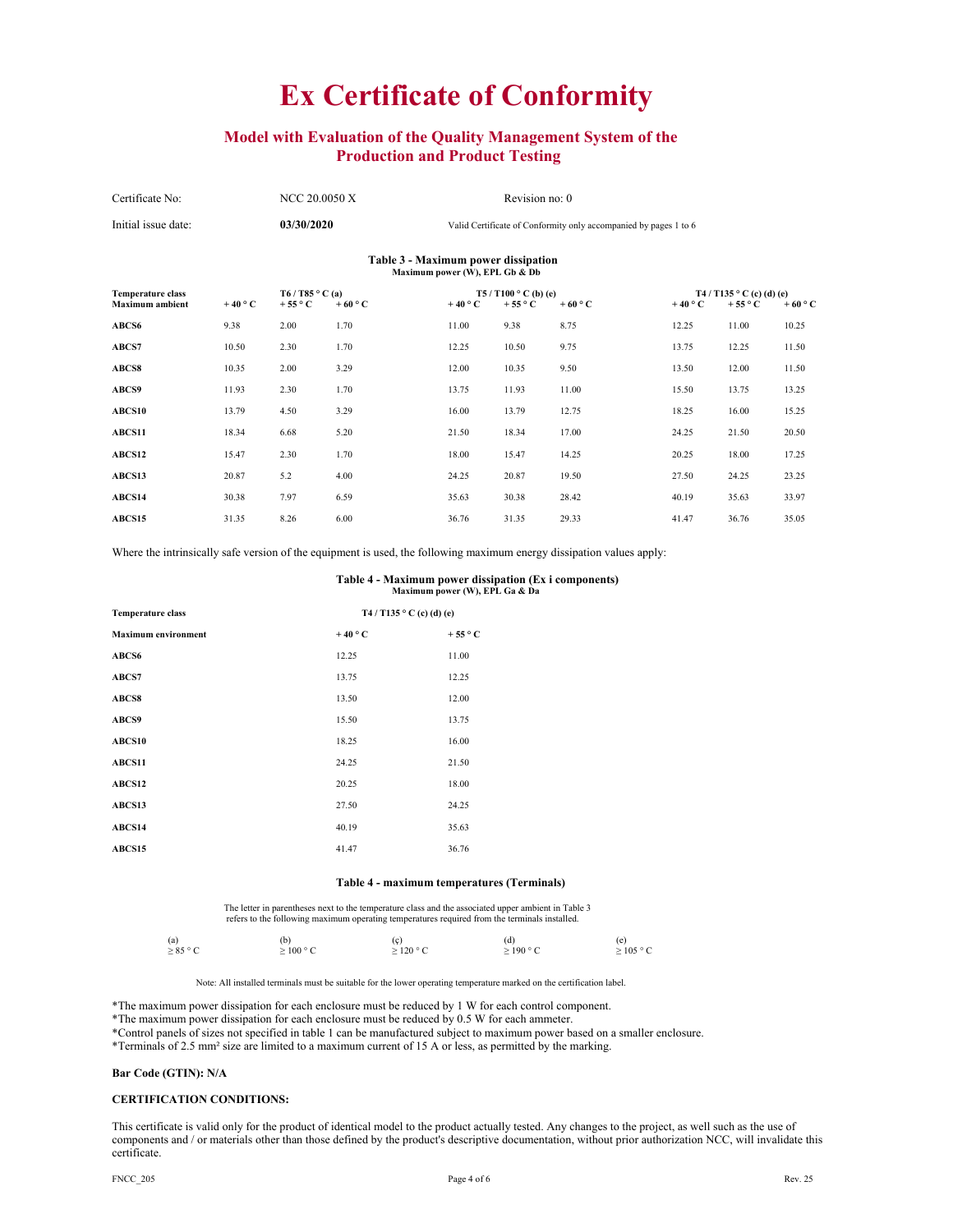# Ex Certificate of Conformity

## Model with Evaluation of the Quality Management System of the Production and Product Testing

| Certificate No: | NCC 20.0050 X | Revision no: 0 |
|---|---|---|
| Initial issue date: | **03/30/2020** | Valid Certificate of Conformity only accompanied by pages 1 to 6 |

**Table 3 - Maximum power dissipation**
**Maximum power (W), EPL Gb & Db**

| Temperature class | T6 / T85 ° C (a) | | | T5 / T100 ° C (b) (e) | | | T4 / T135 ° C (c) (d) (e) | | |
|---|---|---|---|---|---|---|---|---|---|
| **Maximum ambient** | **+ 40 ° C** | **+ 55 ° C** | **+ 60 ° C** | **+ 40 ° C** | **+ 55 ° C** | **+ 60 ° C** | **+ 40 ° C** | **+ 55 ° C** | **+ 60 ° C** |
| **ABCS6** | 9.38 | 2.00 | 1.70 | 11.00 | 9.38 | 8.75 | 12.25 | 11.00 | 10.25 |
| **ABCS7** | 10.50 | 2.30 | 1.70 | 12.25 | 10.50 | 9.75 | 13.75 | 12.25 | 11.50 |
| **ABCS8** | 10.35 | 2.00 | 3.29 | 12.00 | 10.35 | 9.50 | 13.50 | 12.00 | 11.50 |
| **ABCS9** | 11.93 | 2.30 | 1.70 | 13.75 | 11.93 | 11.00 | 15.50 | 13.75 | 13.25 |
| **ABCS10** | 13.79 | 4.50 | 3.29 | 16.00 | 13.79 | 12.75 | 18.25 | 16.00 | 15.25 |
| **ABCS11** | 18.34 | 6.68 | 5.20 | 21.50 | 18.34 | 17.00 | 24.25 | 21.50 | 20.50 |
| **ABCS12** | 15.47 | 2.30 | 1.70 | 18.00 | 15.47 | 14.25 | 20.25 | 18.00 | 17.25 |
| **ABCS13** | 20.87 | 5.2 | 4.00 | 24.25 | 20.87 | 19.50 | 27.50 | 24.25 | 23.25 |
| **ABCS14** | 30.38 | 7.97 | 6.59 | 35.63 | 30.38 | 28.42 | 40.19 | 35.63 | 33.97 |
| **ABCS15** | 31.35 | 8.26 | 6.00 | 36.76 | 31.35 | 29.33 | 41.47 | 36.76 | 35.05 |

Where the intrinsically safe version of the equipment is used, the following maximum energy dissipation values apply:

**Table 4 - Maximum power dissipation (Ex i components)**
**Maximum power (W), EPL Ga & Da**

| Temperature class | T4 / T135 ° C (c) (d) (e) | |
|---|---|---|
| **Maximum environment** | **+ 40 ° C** | **+ 55 ° C** |
| **ABCS6** | 12.25 | 11.00 |
| **ABCS7** | 13.75 | 12.25 |
| **ABCS8** | 13.50 | 12.00 |
| **ABCS9** | 15.50 | 13.75 |
| **ABCS10** | 18.25 | 16.00 |
| **ABCS11** | 24.25 | 21.50 |
| **ABCS12** | 20.25 | 18.00 |
| **ABCS13** | 27.50 | 24.25 |
| **ABCS14** | 40.19 | 35.63 |
| **ABCS15** | 41.47 | 36.76 |

**Table 4 - maximum temperatures (Terminals)**

The letter in parentheses next to the temperature class and the associated upper ambient in Table 3 refers to the following maximum operating temperatures required from the terminals installed.

| (a) | (b) | (c) | (d) | (e) |
|---|---|---|---|---|
| ≥ 85 ° C | ≥ 100 ° C | ≥ 120 ° C | ≥ 190 ° C | ≥ 105 ° C |

Note: All installed terminals must be suitable for the lower operating temperature marked on the certification label.

*The maximum power dissipation for each enclosure must be reduced by 1 W for each control component.
*The maximum power dissipation for each enclosure must be reduced by 0.5 W for each ammeter.
*Control panels of sizes not specified in table 1 can be manufactured subject to maximum power based on a smaller enclosure.
*Terminals of 2.5 mm² size are limited to a maximum current of 15 A or less, as permitted by the marking.

**Bar Code (GTIN): N/A**

**CERTIFICATION CONDITIONS:**

This certificate is valid only for the product of identical model to the product actually tested. Any changes to the project, as well such as the use of components and / or materials other than those defined by the product's descriptive documentation, without prior authorization NCC, will invalidate this certificate.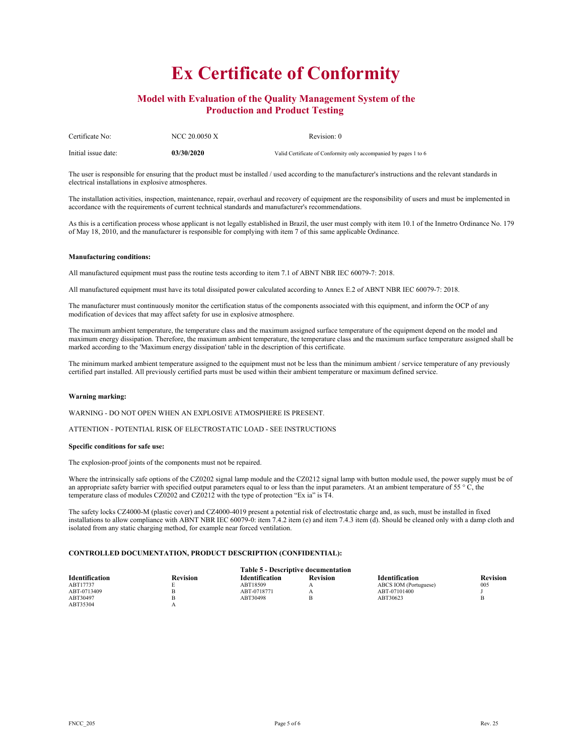# Ex Certificate of Conformity

## Model with Evaluation of the Quality Management System of the Production and Product Testing

| | | |
|---|---|---|
| Certificate No: | NCC 20.0050 X | Revision: 0 |
| Initial issue date: | **03/30/2020** | Valid Certificate of Conformity only accompanied by pages 1 to 6 |

The user is responsible for ensuring that the product must be installed / used according to the manufacturer's instructions and the relevant standards in electrical installations in explosive atmospheres.

The installation activities, inspection, maintenance, repair, overhaul and recovery of equipment are the responsibility of users and must be implemented in accordance with the requirements of current technical standards and manufacturer's recommendations.

As this is a certification process whose applicant is not legally established in Brazil, the user must comply with item 10.1 of the Inmetro Ordinance No. 179 of May 18, 2010, and the manufacturer is responsible for complying with item 7 of this same applicable Ordinance.

**Manufacturing conditions:**

All manufactured equipment must pass the routine tests according to item 7.1 of ABNT NBR IEC 60079-7: 2018.

All manufactured equipment must have its total dissipated power calculated according to Annex E.2 of ABNT NBR IEC 60079-7: 2018.

The manufacturer must continuously monitor the certification status of the components associated with this equipment, and inform the OCP of any modification of devices that may affect safety for use in explosive atmosphere.

The maximum ambient temperature, the temperature class and the maximum assigned surface temperature of the equipment depend on the model and maximum energy dissipation. Therefore, the maximum ambient temperature, the temperature class and the maximum surface temperature assigned shall be marked according to the 'Maximum energy dissipation' table in the description of this certificate.

The minimum marked ambient temperature assigned to the equipment must not be less than the minimum ambient / service temperature of any previously certified part installed. All previously certified parts must be used within their ambient temperature or maximum defined service.

**Warning marking:**

WARNING - DO NOT OPEN WHEN AN EXPLOSIVE ATMOSPHERE IS PRESENT.

ATTENTION - POTENTIAL RISK OF ELECTROSTATIC LOAD - SEE INSTRUCTIONS

**Specific conditions for safe use:**

The explosion-proof joints of the components must not be repaired.

Where the intrinsically safe options of the CZ0202 signal lamp module and the CZ0212 signal lamp with button module used, the power supply must be of an appropriate safety barrier with specified output parameters equal to or less than the input parameters. At an ambient temperature of 55 ° C, the temperature class of modules CZ0202 and CZ0212 with the type of protection “Ex ia” is T4.

The safety locks CZ4000-M (plastic cover) and CZ4000-4019 present a potential risk of electrostatic charge and, as such, must be installed in fixed installations to allow compliance with ABNT NBR IEC 60079-0: item 7.4.2 item (e) and item 7.4.3 item (d). Should be cleaned only with a damp cloth and isolated from any static charging method, for example near forced ventilation.

**CONTROLLED DOCUMENTATION, PRODUCT DESCRIPTION (CONFIDENTIAL):**

**Table 5 - Descriptive documentation**

| Identification | Revision | Identification | Revision | Identification | Revision |
|---|---|---|---|---|---|
| ABT17737 | E | ABT18509 | A | ABCS IOM (Portuguese) | 005 |
| ABT-0713409 | B | ABT-0718771 | A | ABT-07101400 | J |
| ABT30497 | B | ABT30498 | B | ABT30623 | B |
| ABT35304 | A | | | | |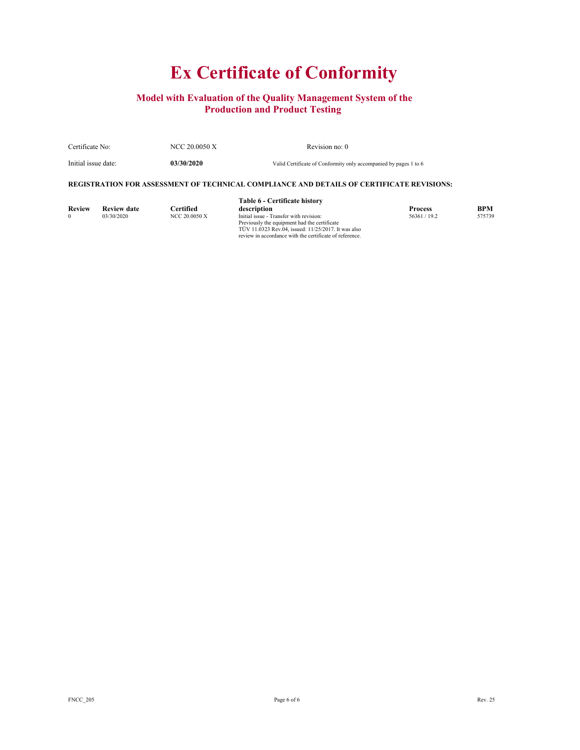# Ex Certificate of Conformity

## Model with Evaluation of the Quality Management System of the Production and Product Testing

| | | | |
|---|---|---|---|
| Certificate No: | NCC 20.0050 X | Revision no: 0 | |
| Initial issue date: | **03/30/2020** | Valid Certificate of Conformity only accompanied by pages 1 to 6 | |

**REGISTRATION FOR ASSESSMENT OF TECHNICAL COMPLIANCE AND DETAILS OF CERTIFICATE REVISIONS:**

**Table 6 - Certificate history**

| Review | Review date | Certified | description | Process | BPM |
|---|---|---|---|---|---|
| 0 | 03/30/2020 | NCC 20.0050 X | Initial issue - Transfer with revision: Previously the equipment had the certificate TÜV 11.0323 Rev.04, issued: 11/25/2017. It was also review in accordance with the certificate of reference. | 56361 / 19.2 | 575739 |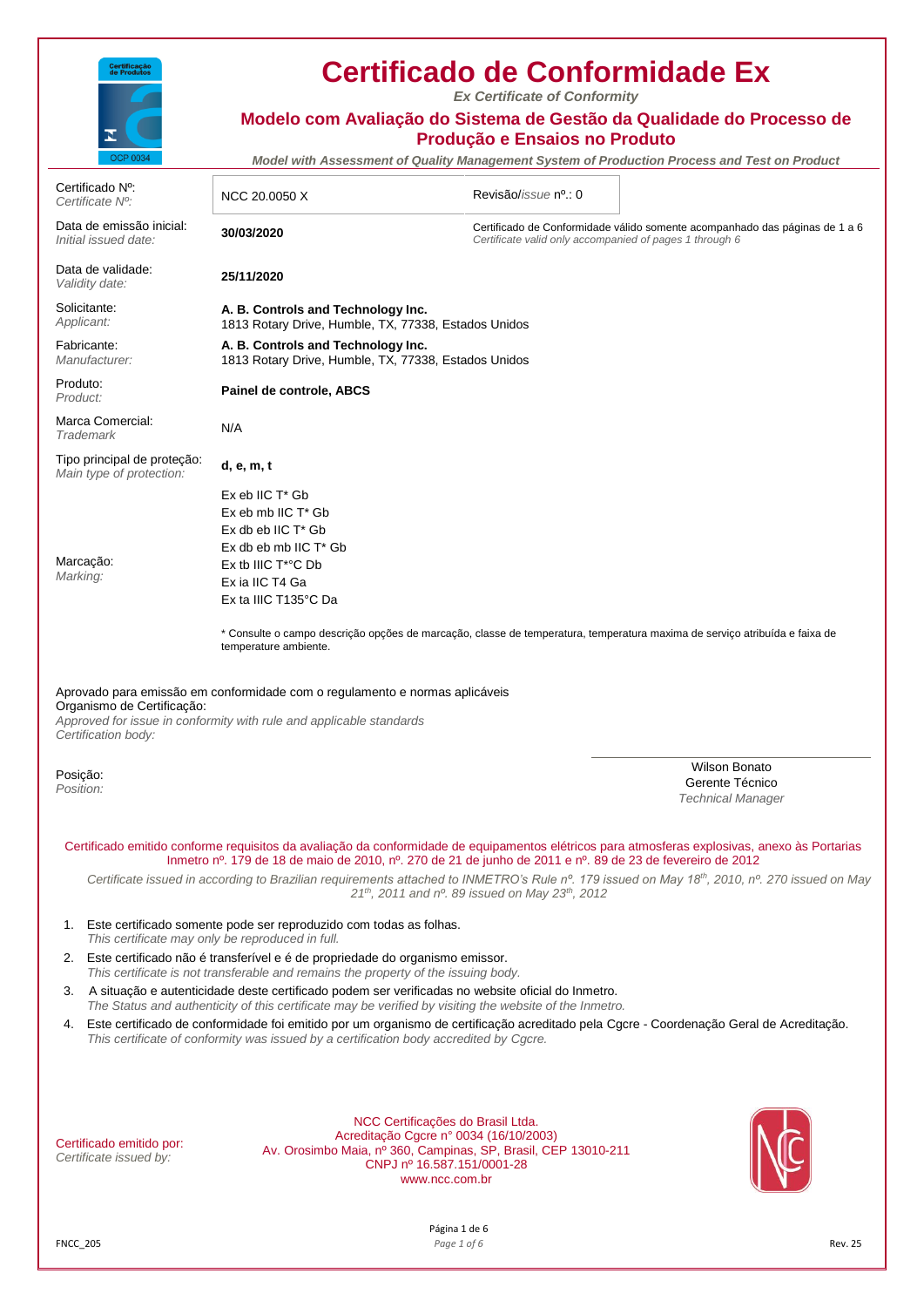# Certificado de Conformidade Ex

*Ex Certificate of Conformity*

## Modelo com Avaliação do Sistema de Gestão da Qualidade do Processo de Produção e Ensaios no Produto

*Model with Assessment of Quality Management System of Production Process and Test on Product*

| | | |
|---|---|---|
| Certificado Nº: *Certificate Nº:* | NCC 20.0050 X | Revisão/*issue* nº.: 0 |
| Data de emissão inicial: *Initial issued date:* | **30/03/2020** | Certificado de Conformidade válido somente acompanhado das páginas de 1 a 6 *Certificate valid only accompanied of pages 1 through 6* |
| Data de validade: *Validity date:* | **25/11/2020** | |
| Solicitante: *Applicant:* | **A. B. Controls and Technology Inc.** 1813 Rotary Drive, Humble, TX, 77338, Estados Unidos | |
| Fabricante: *Manufacturer:* | **A. B. Controls and Technology Inc.** 1813 Rotary Drive, Humble, TX, 77338, Estados Unidos | |
| Produto: *Product:* | **Painel de controle, ABCS** | |
| Marca Comercial: *Trademark* | N/A | |
| Tipo principal de proteção: *Main type of protection:* | **d, e, m, t** | |
| Marcação: *Marking:* | Ex eb IIC T* Gb<br>Ex eb mb IIC T* Gb<br>Ex db eb IIC T* Gb<br>Ex db eb mb IIC T* Gb<br>Ex tb IIIC T*°C Db<br>Ex ia IIC T4 Ga<br>Ex ta IIIC T135°C Da | |

\* Consulte o campo descrição opções de marcação, classe de temperatura, temperatura maxima de serviço atribuída e faixa de temperature ambiente.

Aprovado para emissão em conformidade com o regulamento e normas aplicáveis
Organismo de Certificação:
*Approved for issue in conformity with rule and applicable standards*
*Certification body:*

Posição:
*Position:*

Wilson Bonato
Gerente Técnico
*Technical Manager*

Certificado emitido conforme requisitos da avaliação da conformidade de equipamentos elétricos para atmosferas explosivas, anexo às Portarias Inmetro nº. 179 de 18 de maio de 2010, nº. 270 de 21 de junho de 2011 e nº. 89 de 23 de fevereiro de 2012

*Certificate issued in according to Brazilian requirements attached to INMETRO's Rule nº. 179 issued on May 18th, 2010, nº. 270 issued on May 21th, 2011 and nº. 89 issued on May 23th, 2012*

1. Este certificado somente pode ser reproduzido com todas as folhas.
   *This certificate may only be reproduced in full.*
2. Este certificado não é transferível e é de propriedade do organismo emissor.
   *This certificate is not transferable and remains the property of the issuing body.*
3. A situação e autenticidade deste certificado podem ser verificadas no website oficial do Inmetro.
   *The Status and authenticity of this certificate may be verified by visiting the website of the Inmetro.*
4. Este certificado de conformidade foi emitido por um organismo de certificação acreditado pela Cgcre - Coordenação Geral de Acreditação.
   *This certificate of conformity was issued by a certification body accredited by Cgcre.*

Certificado emitido por:
*Certificate issued by:*

NCC Certificações do Brasil Ltda.
Acreditação Cgcre n° 0034 (16/10/2003)
Av. Orosimbo Maia, nº 360, Campinas, SP, Brasil, CEP 13010-211
CNPJ nº 16.587.151/0001-28
www.ncc.com.br

FNCC_205 — Rev. 25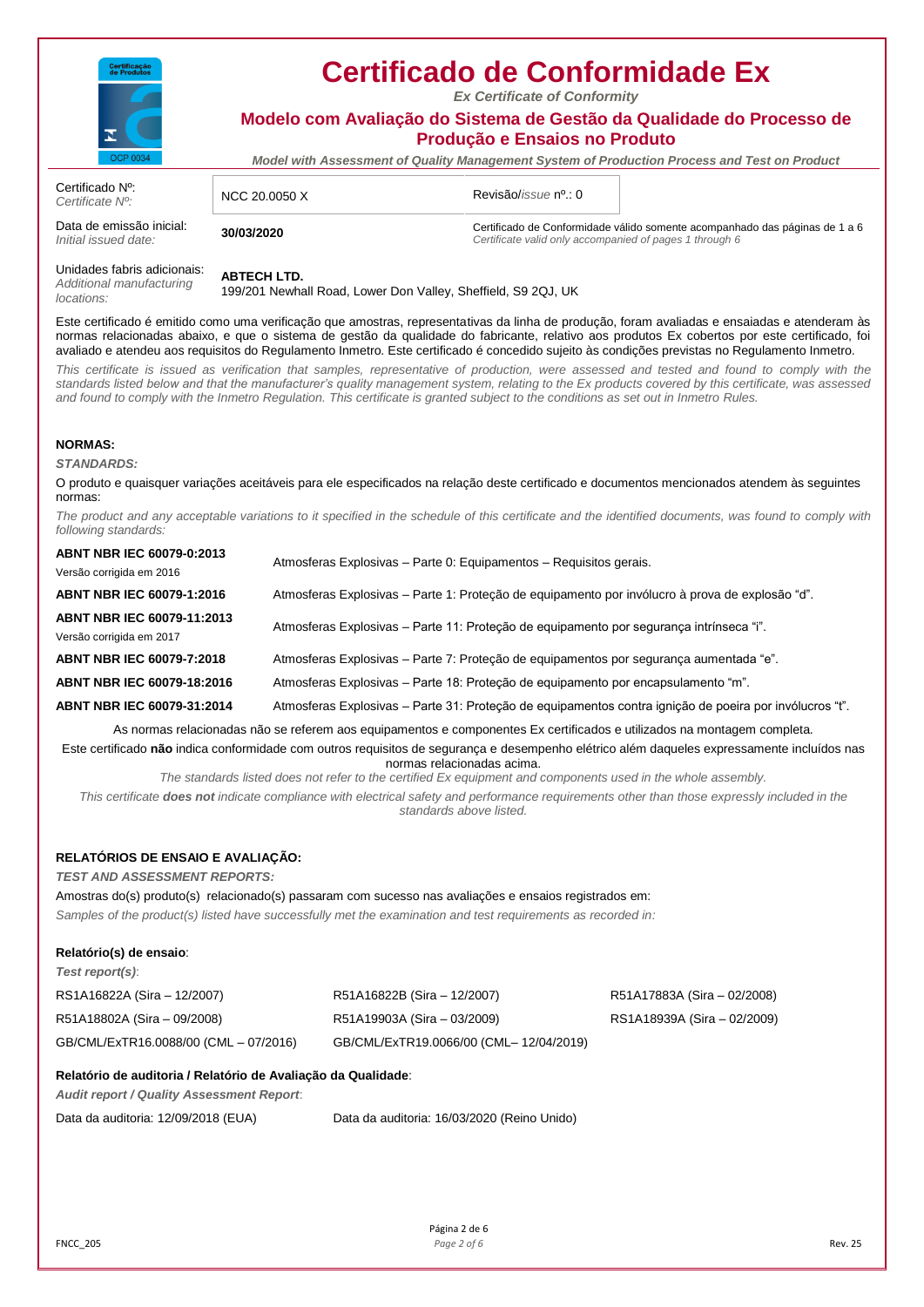# Certificado de Conformidade Ex

*Ex Certificate of Conformity*

## Modelo com Avaliação do Sistema de Gestão da Qualidade do Processo de Produção e Ensaios no Produto

***Model with Assessment of Quality Management System of Production Process and Test on Product***

| | | |
|---|---|---|
| Certificado Nº: *Certificate Nº:* | NCC 20.0050 X | Revisão/*issue* nº.: 0 |
| Data de emissão inicial: *Initial issued date:* | **30/03/2020** | Certificado de Conformidade válido somente acompanhado das páginas de 1 a 6 *Certificate valid only accompanied of pages 1 through 6* |
| Unidades fabris adicionais: *Additional manufacturing locations:* | **ABTECH LTD.** 199/201 Newhall Road, Lower Don Valley, Sheffield, S9 2QJ, UK | |

Este certificado é emitido como uma verificação que amostras, representativas da linha de produção, foram avaliadas e ensaiadas e atenderam às normas relacionadas abaixo, e que o sistema de gestão da qualidade do fabricante, relativo aos produtos Ex cobertos por este certificado, foi avaliado e atendeu aos requisitos do Regulamento Inmetro. Este certificado é concedido sujeito às condições previstas no Regulamento Inmetro.

*This certificate is issued as verification that samples, representative of production, were assessed and tested and found to comply with the standards listed below and that the manufacturer's quality management system, relating to the Ex products covered by this certificate, was assessed and found to comply with the Inmetro Regulation. This certificate is granted subject to the conditions as set out in Inmetro Rules.*

**NORMAS:**

***STANDARDS:***

O produto e quaisquer variações aceitáveis para ele especificados na relação deste certificado e documentos mencionados atendem às seguintes normas:

*The product and any acceptable variations to it specified in the schedule of this certificate and the identified documents, was found to comply with following standards:*

| | |
|---|---|
| **ABNT NBR IEC 60079-0:2013** Versão corrigida em 2016 | Atmosferas Explosivas – Parte 0: Equipamentos – Requisitos gerais. |
| **ABNT NBR IEC 60079-1:2016** | Atmosferas Explosivas – Parte 1: Proteção de equipamento por invólucro à prova de explosão “d”. |
| **ABNT NBR IEC 60079-11:2013** Versão corrigida em 2017 | Atmosferas Explosivas – Parte 11: Proteção de equipamento por segurança intrínseca “i”. |
| **ABNT NBR IEC 60079-7:2018** | Atmosferas Explosivas – Parte 7: Proteção de equipamentos por segurança aumentada “e”. |
| **ABNT NBR IEC 60079-18:2016** | Atmosferas Explosivas – Parte 18: Proteção de equipamento por encapsulamento “m”. |
| **ABNT NBR IEC 60079-31:2014** | Atmosferas Explosivas – Parte 31: Proteção de equipamentos contra ignição de poeira por invólucros “t”. |

As normas relacionadas não se referem aos equipamentos e componentes Ex certificados e utilizados na montagem completa.

Este certificado **não** indica conformidade com outros requisitos de segurança e desempenho elétrico além daqueles expressamente incluídos nas normas relacionadas acima.

*The standards listed does not refer to the certified Ex equipment and components used in the whole assembly.*

*This certificate **does not** indicate compliance with electrical safety and performance requirements other than those expressly included in the standards above listed.*

**RELATÓRIOS DE ENSAIO E AVALIAÇÃO:**

***TEST AND ASSESSMENT REPORTS:***

Amostras do(s) produto(s) relacionado(s) passaram com sucesso nas avaliações e ensaios registrados em:

*Samples of the product(s) listed have successfully met the examination and test requirements as recorded in:*

**Relatório(s) de ensaio**:

***Test report(s)***:

| | | |
|---|---|---|
| RS1A16822A (Sira – 12/2007) | R51A16822B (Sira – 12/2007) | R51A17883A (Sira – 02/2008) |
| R51A18802A (Sira – 09/2008) | R51A19903A (Sira – 03/2009) | RS1A18939A (Sira – 02/2009) |
| GB/CML/ExTR16.0088/00 (CML – 07/2016) | GB/CML/ExTR19.0066/00 (CML– 12/04/2019) | |

**Relatório de auditoria / Relatório de Avaliação da Qualidade**:

***Audit report / Quality Assessment Report***:

Data da auditoria: 12/09/2018 (EUA) | Data da auditoria: 16/03/2020 (Reino Unido)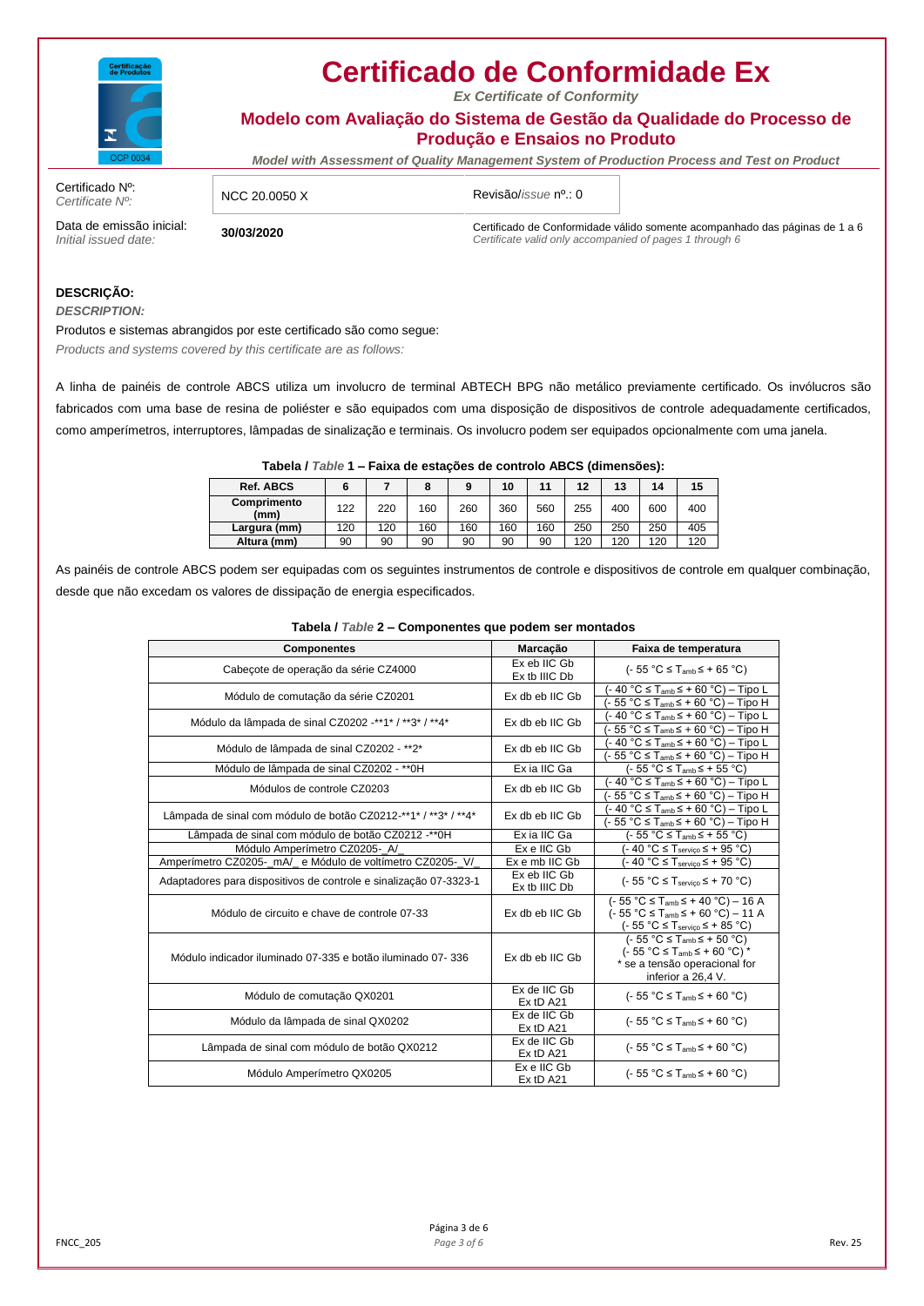# Certificado de Conformidade Ex

*Ex Certificate of Conformity*

## Modelo com Avaliação do Sistema de Gestão da Qualidade do Processo de Produção e Ensaios no Produto

*Model with Assessment of Quality Management System of Production Process and Test on Product*

| Certificado Nº: *Certificate Nº:* | NCC 20.0050 X | Revisão/*issue* nº.: 0 |
|---|---|---|
| Data de emissão inicial: *Initial issued date:* | **30/03/2020** | Certificado de Conformidade válido somente acompanhado das páginas de 1 a 6 *Certificate valid only accompanied of pages 1 through 6* |

**DESCRIÇÃO:**

***DESCRIPTION:***

Produtos e sistemas abrangidos por este certificado são como segue:

*Products and systems covered by this certificate are as follows:*

A linha de painéis de controle ABCS utiliza um involucro de terminal ABTECH BPG não metálico previamente certificado. Os invólucros são fabricados com uma base de resina de poliéster e são equipados com uma disposição de dispositivos de controle adequadamente certificados, como amperímetros, interruptores, lâmpadas de sinalização e terminais. Os involucro podem ser equipados opcionalmente com uma janela.

**Tabela / *Table* 1 – Faixa de estações de controlo ABCS (dimensões):**

| Ref. ABCS | 6 | 7 | 8 | 9 | 10 | 11 | 12 | 13 | 14 | 15 |
|---|---|---|---|---|---|---|---|---|---|---|
| Comprimento (mm) | 122 | 220 | 160 | 260 | 360 | 560 | 255 | 400 | 600 | 400 |
| Largura (mm) | 120 | 120 | 160 | 160 | 160 | 160 | 250 | 250 | 250 | 405 |
| Altura (mm) | 90 | 90 | 90 | 90 | 90 | 90 | 120 | 120 | 120 | 120 |

As painéis de controle ABCS podem ser equipadas com os seguintes instrumentos de controle e dispositivos de controle em qualquer combinação, desde que não excedam os valores de dissipação de energia especificados.

**Tabela / *Table* 2 – Componentes que podem ser montados**

| Componentes | Marcação | Faixa de temperatura |
|---|---|---|
| Cabeçote de operação da série CZ4000 | Ex eb IIC Gb<br>Ex tb IIIC Db | (- 55 °C ≤ $T_{amb}$ ≤ + 65 °C) |
| Módulo de comutação da série CZ0201 | Ex db eb IIC Gb | (- 40 °C ≤ $T_{amb}$ ≤ + 60 °C) – Tipo L<br>(- 55 °C ≤ $T_{amb}$ ≤ + 60 °C) – Tipo H |
| Módulo da lâmpada de sinal CZ0202 -**1* / **3* / **4* | Ex db eb IIC Gb | (- 40 °C ≤ $T_{amb}$ ≤ + 60 °C) – Tipo L<br>(- 55 °C ≤ $T_{amb}$ ≤ + 60 °C) – Tipo H |
| Módulo de lâmpada de sinal CZ0202 - **2* | Ex db eb IIC Gb | (- 40 °C ≤ $T_{amb}$ ≤ + 60 °C) – Tipo L<br>(- 55 °C ≤ $T_{amb}$ ≤ + 60 °C) – Tipo H |
| Módulo de lâmpada de sinal CZ0202 - **0H | Ex ia IIC Ga | (- 55 °C ≤ $T_{amb}$ ≤ + 55 °C) |
| Módulos de controle CZ0203 | Ex db eb IIC Gb | (- 40 °C ≤ $T_{amb}$ ≤ + 60 °C) – Tipo L<br>(- 55 °C ≤ $T_{amb}$ ≤ + 60 °C) – Tipo H |
| Lâmpada de sinal com módulo de botão CZ0212-**1* / **3* / **4* | Ex db eb IIC Gb | (- 40 °C ≤ $T_{amb}$ ≤ + 60 °C) – Tipo L<br>(- 55 °C ≤ $T_{amb}$ ≤ + 60 °C) – Tipo H |
| Lâmpada de sinal com módulo de botão CZ0212 -**0H | Ex ia IIC Ga | (- 55 °C ≤ $T_{amb}$ ≤ + 55 °C) |
| Módulo Amperímetro CZ0205-_A/_ | Ex e IIC Gb | (- 40 °C ≤ $T_{serviço}$ ≤ + 95 °C) |
| Amperímetro CZ0205-_mA/_ e Módulo de voltímetro CZ0205-_V/_ | Ex e mb IIC Gb | (- 40 °C ≤ $T_{serviço}$ ≤ + 95 °C) |
| Adaptadores para dispositivos de controle e sinalização 07-3323-1 | Ex eb IIC Gb<br>Ex tb IIIC Db | (- 55 °C ≤ $T_{serviço}$ ≤ + 70 °C) |
| Módulo de circuito e chave de controle 07-33 | Ex db eb IIC Gb | (- 55 °C ≤ $T_{amb}$ ≤ + 40 °C) – 16 A<br>(- 55 °C ≤ $T_{amb}$ ≤ + 60 °C) – 11 A<br>(- 55 °C ≤ $T_{serviço}$ ≤ + 85 °C) |
| Módulo indicador iluminado 07-335 e botão iluminado 07- 336 | Ex db eb IIC Gb | (- 55 °C ≤ $T_{amb}$ ≤ + 50 °C)<br>(- 55 °C ≤ $T_{amb}$ ≤ + 60 °C) *<br>* se a tensão operacional for inferior a 26,4 V. |
| Módulo de comutação QX0201 | Ex de IIC Gb<br>Ex tD A21 | (- 55 °C ≤ $T_{amb}$ ≤ + 60 °C) |
| Módulo da lâmpada de sinal QX0202 | Ex de IIC Gb<br>Ex tD A21 | (- 55 °C ≤ $T_{amb}$ ≤ + 60 °C) |
| Lâmpada de sinal com módulo de botão QX0212 | Ex de IIC Gb<br>Ex tD A21 | (- 55 °C ≤ $T_{amb}$ ≤ + 60 °C) |
| Módulo Amperímetro QX0205 | Ex e IIC Gb<br>Ex tD A21 | (- 55 °C ≤ $T_{amb}$ ≤ + 60 °C) |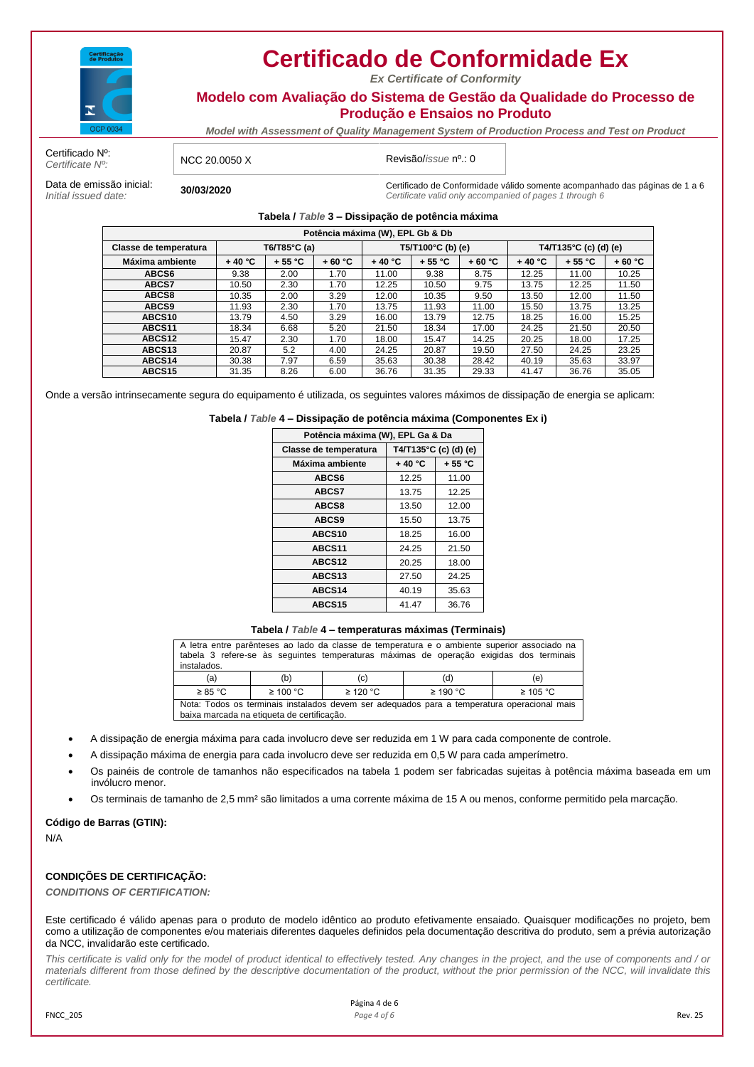# Certificado de Conformidade Ex

*Ex Certificate of Conformity*

## Modelo com Avaliação do Sistema de Gestão da Qualidade do Processo de Produção e Ensaios no Produto

*Model with Assessment of Quality Management System of Production Process and Test on Product*

| | | |
|---|---|---|
| Certificado Nº: *Certificate Nº:* | NCC 20.0050 X | Revisão/*issue* nº.: 0 |
| Data de emissão inicial: *Initial issued date:* | **30/03/2020** | Certificado de Conformidade válido somente acompanhado das páginas de 1 a 6 *Certificate valid only accompanied of pages 1 through 6* |

**Tabela /** ***Table*** **3 – Dissipação de potência máxima**

| Potência máxima (W), EPL Gb & Db | | | | | | | | | |
|---|---|---|---|---|---|---|---|---|---|
| **Classe de temperatura** | **T6/T85°C (a)** | | | **T5/T100°C (b) (e)** | | | **T4/T135°C (c) (d) (e)** | | |
| **Máxima ambiente** | **+ 40 °C** | **+ 55 °C** | **+ 60 °C** | **+ 40 °C** | **+ 55 °C** | **+ 60 °C** | **+ 40 °C** | **+ 55 °C** | **+ 60 °C** |
| **ABCS6** | 9.38 | 2.00 | 1.70 | 11.00 | 9.38 | 8.75 | 12.25 | 11.00 | 10.25 |
| **ABCS7** | 10.50 | 2.30 | 1.70 | 12.25 | 10.50 | 9.75 | 13.75 | 12.25 | 11.50 |
| **ABCS8** | 10.35 | 2.00 | 3.29 | 12.00 | 10.35 | 9.50 | 13.50 | 12.00 | 11.50 |
| **ABCS9** | 11.93 | 2.30 | 1.70 | 13.75 | 11.93 | 11.00 | 15.50 | 13.75 | 13.25 |
| **ABCS10** | 13.79 | 4.50 | 3.29 | 16.00 | 13.79 | 12.75 | 18.25 | 16.00 | 15.25 |
| **ABCS11** | 18.34 | 6.68 | 5.20 | 21.50 | 18.34 | 17.00 | 24.25 | 21.50 | 20.50 |
| **ABCS12** | 15.47 | 2.30 | 1.70 | 18.00 | 15.47 | 14.25 | 20.25 | 18.00 | 17.25 |
| **ABCS13** | 20.87 | 5.2 | 4.00 | 24.25 | 20.87 | 19.50 | 27.50 | 24.25 | 23.25 |
| **ABCS14** | 30.38 | 7.97 | 6.59 | 35.63 | 30.38 | 28.42 | 40.19 | 35.63 | 33.97 |
| **ABCS15** | 31.35 | 8.26 | 6.00 | 36.76 | 31.35 | 29.33 | 41.47 | 36.76 | 35.05 |

Onde a versão intrinsecamente segura do equipamento é utilizada, os seguintes valores máximos de dissipação de energia se aplicam:

**Tabela /** ***Table*** **4 – Dissipação de potência máxima (Componentes Ex i)**

| Potência máxima (W), EPL Ga & Da | | |
|---|---|---|
| **Classe de temperatura** | **T4/T135°C (c) (d) (e)** | |
| **Máxima ambiente** | **+ 40 °C** | **+ 55 °C** |
| **ABCS6** | 12.25 | 11.00 |
| **ABCS7** | 13.75 | 12.25 |
| **ABCS8** | 13.50 | 12.00 |
| **ABCS9** | 15.50 | 13.75 |
| **ABCS10** | 18.25 | 16.00 |
| **ABCS11** | 24.25 | 21.50 |
| **ABCS12** | 20.25 | 18.00 |
| **ABCS13** | 27.50 | 24.25 |
| **ABCS14** | 40.19 | 35.63 |
| **ABCS15** | 41.47 | 36.76 |

**Tabela /** ***Table*** **4 – temperaturas máximas (Terminais)**

| A letra entre parênteses ao lado da classe de temperatura e o ambiente superior associado na tabela 3 refere-se às seguintes temperaturas máximas de operação exigidas dos terminais instalados. | | | | |
|---|---|---|---|---|
| (a) | (b) | (c) | (d) | (e) |
| ≥ 85 °C | ≥ 100 °C | ≥ 120 °C | ≥ 190 °C | ≥ 105 °C |
| Nota: Todos os terminais instalados devem ser adequados para a temperatura operacional mais baixa marcada na etiqueta de certificação. | | | | |

- A dissipação de energia máxima para cada involucro deve ser reduzida em 1 W para cada componente de controle.
- A dissipação máxima de energia para cada involucro deve ser reduzida em 0,5 W para cada amperímetro.
- Os painéis de controle de tamanhos não especificados na tabela 1 podem ser fabricadas sujeitas à potência máxima baseada em um invólucro menor.
- Os terminais de tamanho de 2,5 mm² são limitados a uma corrente máxima de 15 A ou menos, conforme permitido pela marcação.

**Código de Barras (GTIN):**

N/A

**CONDIÇÕES DE CERTIFICAÇÃO:**

***CONDITIONS OF CERTIFICATION:***

Este certificado é válido apenas para o produto de modelo idêntico ao produto efetivamente ensaiado. Quaisquer modificações no projeto, bem como a utilização de componentes e/ou materiais diferentes daqueles definidos pela documentação descritiva do produto, sem a prévia autorização da NCC, invalidarão este certificado.

*This certificate is valid only for the model of product identical to effectively tested. Any changes in the project, and the use of components and / or materials different from those defined by the descriptive documentation of the product, without the prior permission of the NCC, will invalidate this certificate.*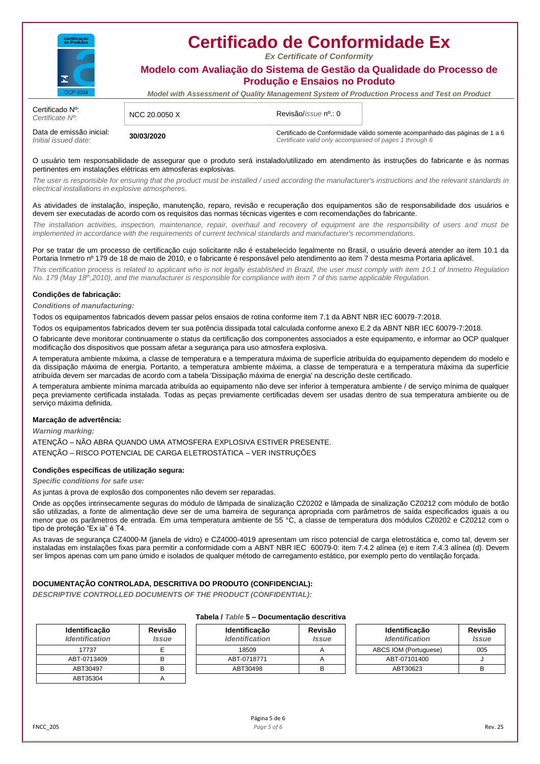# Certificado de Conformidade Ex

*Ex Certificate of Conformity*

## Modelo com Avaliação do Sistema de Gestão da Qualidade do Processo de Produção e Ensaios no Produto

*Model with Assessment of Quality Management System of Production Process and Test on Product*

| Certificado Nº: *Certificate Nº:* | NCC 20.0050 X | Revisão/*issue* nº.: 0 |
|---|---|---|
| Data de emissão inicial: *Initial issued date:* | **30/03/2020** | Certificado de Conformidade válido somente acompanhado das páginas de 1 a 6 *Certificate valid only accompanied of pages 1 through 6* |

O usuário tem responsabilidade de assegurar que o produto será instalado/utilizado em atendimento às instruções do fabricante e às normas pertinentes em instalações elétricas em atmosferas explosivas.

*The user is responsible for ensuring that the product must be installed / used according the manufacturer's instructions and the relevant standards in electrical installations in explosive atmospheres.*

As atividades de instalação, inspeção, manutenção, reparo, revisão e recuperação dos equipamentos são de responsabilidade dos usuários e devem ser executadas de acordo com os requisitos das normas técnicas vigentes e com recomendações do fabricante.

*The installation activities, inspection, maintenance, repair, overhaul and recovery of equipment are the responsibility of users and must be implemented in accordance with the requirements of current technical standards and manufacturer's recommendations.*

Por se tratar de um processo de certificação cujo solicitante não é estabelecido legalmente no Brasil, o usuário deverá atender ao item 10.1 da Portaria Inmetro nº 179 de 18 de maio de 2010, e o fabricante é responsável pelo atendimento ao item 7 desta mesma Portaria aplicável.

*This certification process is related to applicant who is not legally established in Brazil, the user must comply with item 10.1 of Inmetro Regulation No. 179 (May 18th, 2010), and the manufacturer is responsible for compliance with item 7 of this same applicable Regulation.*

**Condições de fabricação:**

***Conditions of manufacturing:***

Todos os equipamentos fabricados devem passar pelos ensaios de rotina conforme item 7.1 da ABNT NBR IEC 60079-7:2018.

Todos os equipamentos fabricados devem ter sua potência dissipada total calculada conforme anexo E.2 da ABNT NBR IEC 60079-7:2018.

O fabricante deve monitorar continuamente o status da certificação dos componentes associados a este equipamento, e informar ao OCP qualquer modificação dos dispositivos que possam afetar a segurança para uso atmosfera explosiva.

A temperatura ambiente máxima, a classe de temperatura e a temperatura máxima de superfície atribuída do equipamento dependem do modelo e da dissipação máxima de energia. Portanto, a temperatura ambiente máxima, a classe de temperatura e a temperatura máxima da superfície atribuída devem ser marcadas de acordo com a tabela 'Dissipação máxima de energia' na descrição deste certificado.

A temperatura ambiente mínima marcada atribuída ao equipamento não deve ser inferior à temperatura ambiente / de serviço mínima de qualquer peça previamente certificada instalada. Todas as peças previamente certificadas devem ser usadas dentro de sua temperatura ambiente ou de serviço máxima definida.

**Marcação de advertência:**

***Warning marking:***

ATENÇÃO – NÃO ABRA QUANDO UMA ATMOSFERA EXPLOSIVA ESTIVER PRESENTE.

ATENÇÃO – RISCO POTENCIAL DE CARGA ELETROSTÁTICA – VER INSTRUÇÕES

**Condições específicas de utilização segura:**

***Specific conditions for safe use:***

As juntas à prova de explosão dos componentes não devem ser reparadas.

Onde as opções intrinsecamente seguras do módulo de lâmpada de sinalização CZ0202 e lâmpada de sinalização CZ0212 com módulo de botão são utilizadas, a fonte de alimentação deve ser de uma barreira de segurança apropriada com parâmetros de saída especificados iguais a ou menor que os parâmetros de entrada. Em uma temperatura ambiente de 55 °C, a classe de temperatura dos módulos CZ0202 e CZ0212 com o tipo de proteção "Ex ia" é T4.

As travas de segurança CZ4000-M (janela de vidro) e CZ4000-4019 apresentam um risco potencial de carga eletrostática e, como tal, devem ser instaladas em instalações fixas para permitir a conformidade com a ABNT NBR IEC 60079-0: item 7.4.2 alínea (e) e item 7.4.3 alínea (d). Devem ser limpos apenas com um pano úmido e isolados de qualquer método de carregamento estático, por exemplo perto do ventilação forçada.

**DOCUMENTAÇÃO CONTROLADA, DESCRITIVA DO PRODUTO (CONFIDENCIAL):**

***DESCRIPTIVE CONTROLLED DOCUMENTS OF THE PRODUCT (CONFIDENTIAL):***

**Tabela /** ***Table*** **5 – Documentação descritiva**

| Identificação *Identification* | Revisão *Issue* | Identificação *Identification* | Revisão *Issue* | Identificação *Identification* | Revisão *Issue* |
|---|---|---|---|---|---|
| 17737 | E | 18509 | A | ABCS IOM (Portuguese) | 005 |
| ABT-0713409 | B | ABT-0718771 | A | ABT-07101400 | J |
| ABT30497 | B | ABT30498 | B | ABT30623 | B |
| ABT35304 | A | | | | |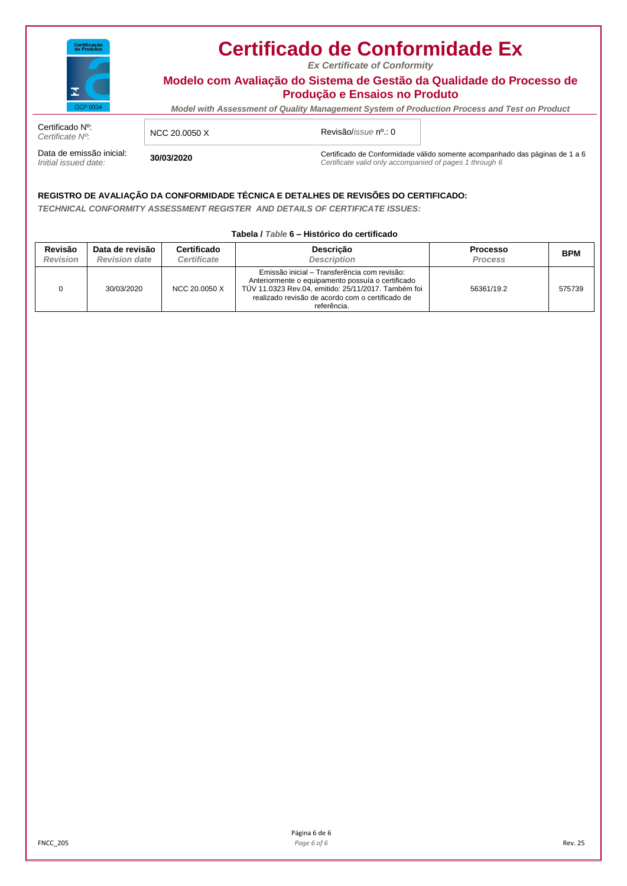# Certificado de Conformidade Ex

*Ex Certificate of Conformity*

## Modelo com Avaliação do Sistema de Gestão da Qualidade do Processo de Produção e Ensaios no Produto

*Model with Assessment of Quality Management System of Production Process and Test on Product*

| | | |
|---|---|---|
| Certificado Nº: *Certificate Nº:* | NCC 20.0050 X | Revisão/*issue* nº.: 0 |
| Data de emissão inicial: *Initial issued date:* | **30/03/2020** | Certificado de Conformidade válido somente acompanhado das páginas de 1 a 6 *Certificate valid only accompanied of pages 1 through 6* |

**REGISTRO DE AVALIAÇÃO DA CONFORMIDADE TÉCNICA E DETALHES DE REVISÕES DO CERTIFICADO:**

***TECHNICAL CONFORMITY ASSESSMENT REGISTER AND DETAILS OF CERTIFICATE ISSUES:***

**Tabela /** *Table* **6 – Histórico do certificado**

| Revisão *Revision* | Data de revisão *Revision date* | Certificado *Certificate* | Descrição *Description* | Processo *Process* | BPM |
|---|---|---|---|---|---|
| 0 | 30/03/2020 | NCC 20.0050 X | Emissão inicial – Transferência com revisão: Anteriormente o equipamento possuía o certificado TÜV 11.0323 Rev.04, emitido: 25/11/2017. Também foi realizado revisão de acordo com o certificado de referência. | 56361/19.2 | 575739 |